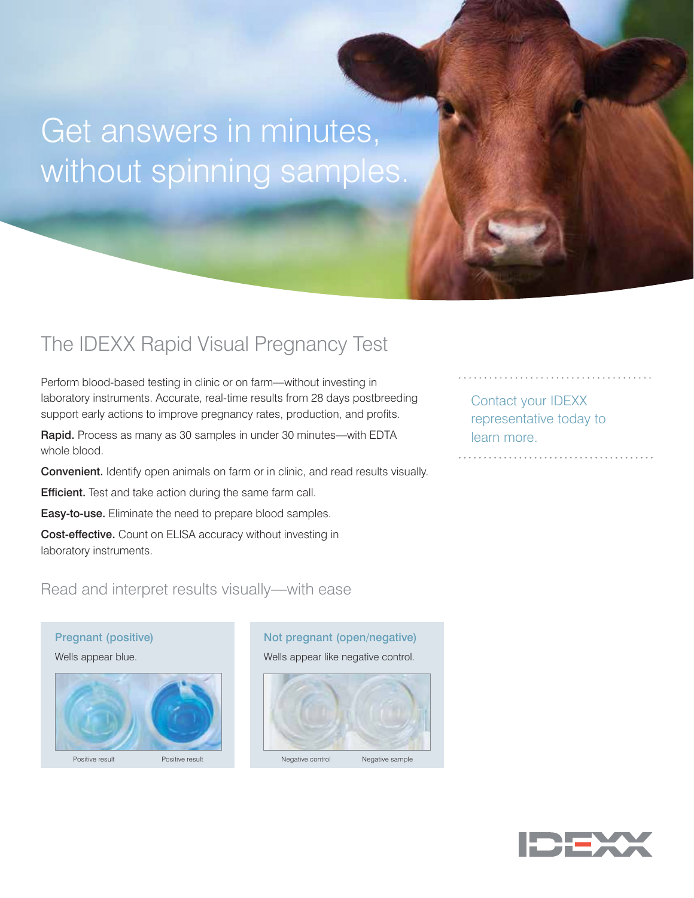# Get answers in minutes, without spinning samples.

## The IDEXX Rapid Visual Pregnancy Test

Perform blood-based testing in clinic or on farm—without investing in laboratory instruments. Accurate, real-time results from 28 days postbreeding support early actions to improve pregnancy rates, production, and profits.

**Rapid.** Process as many as 30 samples in under 30 minutes—with EDTA whole blood.

**Convenient.** Identify open animals on farm or in clinic, and read results visually.

**Efficient.** Test and take action during the same farm call.

**Easy-to-use.** Eliminate the need to prepare blood samples.

**Cost-effective.** Count on ELISA accuracy without investing in laboratory instruments.

Contact your IDEXX representative today to learn more.

### Read and interpret results visually—with ease

**Pregnant (positive)**

Wells appear blue.

Positive result    Positive result

**Not pregnant (open/negative)**

Wells appear like negative control.

Negative control    Negative sample

IDEXX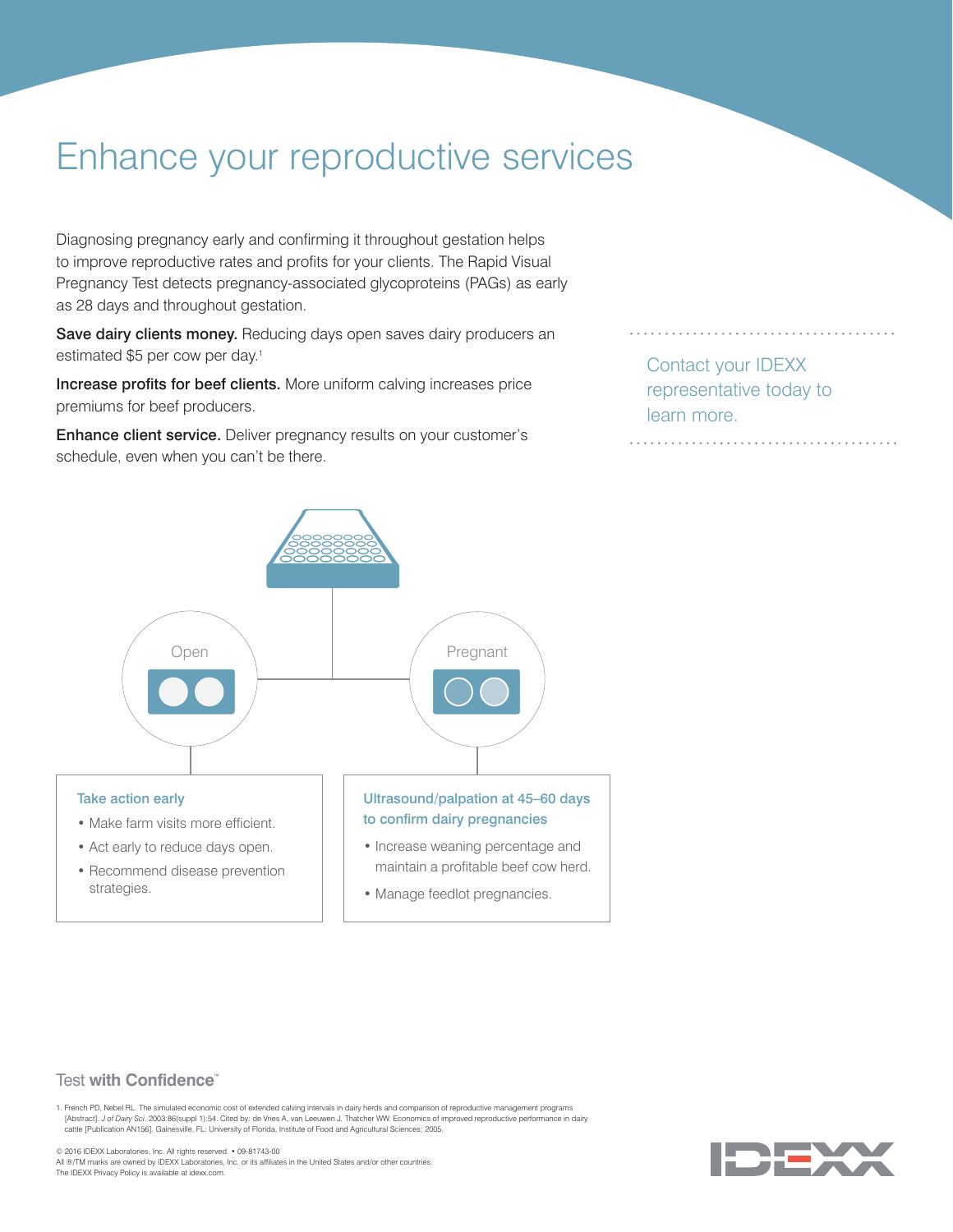# Enhance your reproductive services

Diagnosing pregnancy early and confirming it throughout gestation helps to improve reproductive rates and profits for your clients. The Rapid Visual Pregnancy Test detects pregnancy-associated glycoproteins (PAGs) as early as 28 days and throughout gestation.

**Save dairy clients money.** Reducing days open saves dairy producers an estimated $5 per cow per day.[1]

**Increase profits for beef clients.** More uniform calving increases price premiums for beef producers.

**Enhance client service.** Deliver pregnancy results on your customer's schedule, even when you can't be there.

Contact your IDEXX representative today to learn more.

Open

Pregnant

### Take action early

- Make farm visits more efficient.
- Act early to reduce days open.
- Recommend disease prevention strategies.

### Ultrasound/palpation at 45–60 days to confirm dairy pregnancies

- Increase weaning percentage and maintain a profitable beef cow herd.
- Manage feedlot pregnancies.

Test **with Confidence**™

1. French PD, Nebel RL. The simulated economic cost of extended calving intervals in dairy herds and comparison of reproductive management programs [Abstract]. *J of Dairy Sci*. 2003:86(suppl 1):54. Cited by: de Vries A, van Leeuwen J, Thatcher WW. Economics of improved reproductive performance in dairy cattle [Publication AN156]. Gainesville, FL: University of Florida, Institute of Food and Agricultural Sciences; 2005.

© 2016 IDEXX Laboratories, Inc. All rights reserved. • 09-81743-00
All ®/TM marks are owned by IDEXX Laboratories, Inc. or its affiliates in the United States and/or other countries.
The IDEXX Privacy Policy is available at idexx.com.

IDEXX